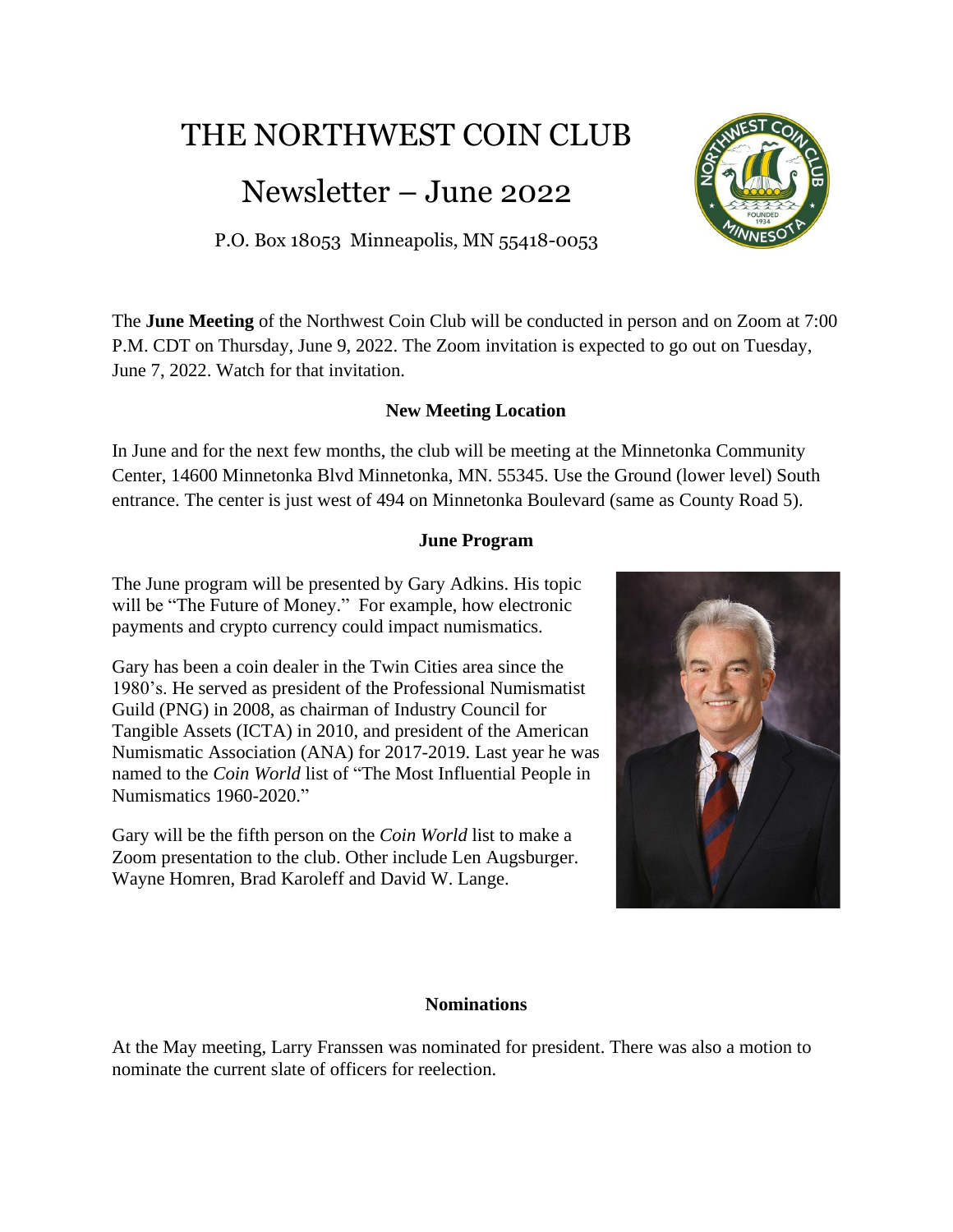# THE NORTHWEST COIN CLUB

## Newsletter – June 2022

P.O. Box 18053 Minneapolis, MN 55418-0053

The **June Meeting** of the Northwest Coin Club will be conducted in person and on Zoom at 7:00 P.M. CDT on Thursday, June 9, 2022. The Zoom invitation is expected to go out on Tuesday, June 7, 2022. Watch for that invitation.

### New Meeting Location

In June and for the next few months, the club will be meeting at the Minnetonka Community Center, 14600 Minnetonka Blvd Minnetonka, MN. 55345. Use the Ground (lower level) South entrance. The center is just west of 494 on Minnetonka Boulevard (same as County Road 5).

### June Program

The June program will be presented by Gary Adkins. His topic will be "The Future of Money." For example, how electronic payments and crypto currency could impact numismatics.

Gary has been a coin dealer in the Twin Cities area since the 1980's. He served as president of the Professional Numismatist Guild (PNG) in 2008, as chairman of Industry Council for Tangible Assets (ICTA) in 2010, and president of the American Numismatic Association (ANA) for 2017-2019. Last year he was named to the *Coin World* list of "The Most Influential People in Numismatics 1960-2020."

Gary will be the fifth person on the *Coin World* list to make a Zoom presentation to the club. Other include Len Augsburger. Wayne Homren, Brad Karoleff and David W. Lange.

### Nominations

At the May meeting, Larry Franssen was nominated for president. There was also a motion to nominate the current slate of officers for reelection.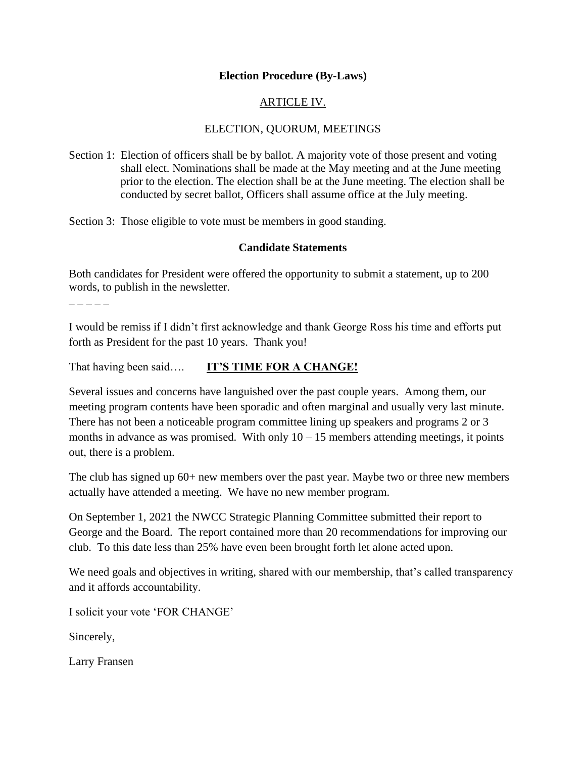## Election Procedure (By-Laws)

ARTICLE IV.

ELECTION, QUORUM, MEETINGS

Section 1: Election of officers shall be by ballot. A majority vote of those present and voting shall elect. Nominations shall be made at the May meeting and at the June meeting prior to the election. The election shall be at the June meeting. The election shall be conducted by secret ballot, Officers shall assume office at the July meeting.

Section 3: Those eligible to vote must be members in good standing.

## Candidate Statements

Both candidates for President were offered the opportunity to submit a statement, up to 200 words, to publish in the newsletter.

– – – – –

I would be remiss if I didn't first acknowledge and thank George Ross his time and efforts put forth as President for the past 10 years. Thank you!

That having been said…. **IT'S TIME FOR A CHANGE!**

Several issues and concerns have languished over the past couple years. Among them, our meeting program contents have been sporadic and often marginal and usually very last minute. There has not been a noticeable program committee lining up speakers and programs 2 or 3 months in advance as was promised. With only 10 – 15 members attending meetings, it points out, there is a problem.

The club has signed up 60+ new members over the past year. Maybe two or three new members actually have attended a meeting. We have no new member program.

On September 1, 2021 the NWCC Strategic Planning Committee submitted their report to George and the Board. The report contained more than 20 recommendations for improving our club. To this date less than 25% have even been brought forth let alone acted upon.

We need goals and objectives in writing, shared with our membership, that's called transparency and it affords accountability.

I solicit your vote 'FOR CHANGE'

Sincerely,

Larry Fransen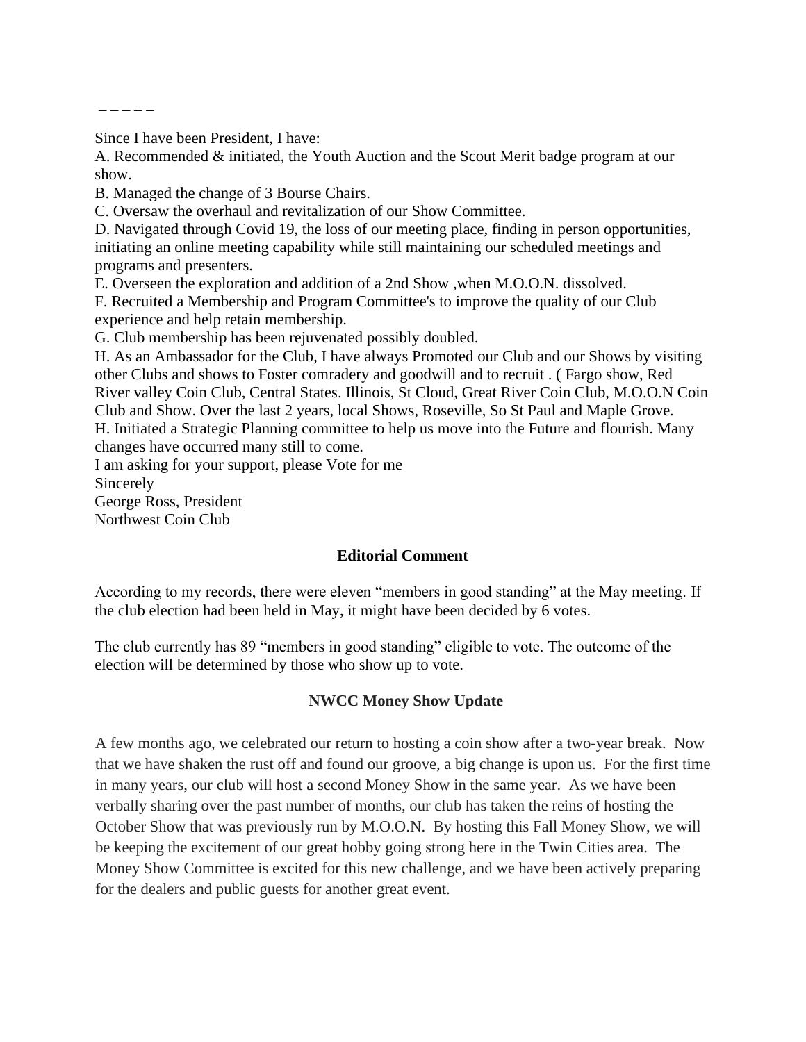_ _ _ _ _

Since I have been President, I have:

A. Recommended & initiated, the Youth Auction and the Scout Merit badge program at our show.

B. Managed the change of 3 Bourse Chairs.

C. Oversaw the overhaul and revitalization of our Show Committee.

D. Navigated through Covid 19, the loss of our meeting place, finding in person opportunities, initiating an online meeting capability while still maintaining our scheduled meetings and programs and presenters.

E. Overseen the exploration and addition of a 2nd Show ,when M.O.O.N. dissolved.

F. Recruited a Membership and Program Committee's to improve the quality of our Club experience and help retain membership.

G. Club membership has been rejuvenated possibly doubled.

H. As an Ambassador for the Club, I have always Promoted our Club and our Shows by visiting other Clubs and shows to Foster comradery and goodwill and to recruit . ( Fargo show, Red River valley Coin Club, Central States. Illinois, St Cloud, Great River Coin Club, M.O.O.N Coin Club and Show. Over the last 2 years, local Shows, Roseville, So St Paul and Maple Grove.

H. Initiated a Strategic Planning committee to help us move into the Future and flourish. Many changes have occurred many still to come.

I am asking for your support, please Vote for me

Sincerely

George Ross, President

Northwest Coin Club

**Editorial Comment**

According to my records, there were eleven "members in good standing" at the May meeting. If the club election had been held in May, it might have been decided by 6 votes.

The club currently has 89 "members in good standing" eligible to vote. The outcome of the election will be determined by those who show up to vote.

**NWCC Money Show Update**

A few months ago, we celebrated our return to hosting a coin show after a two-year break. Now that we have shaken the rust off and found our groove, a big change is upon us. For the first time in many years, our club will host a second Money Show in the same year. As we have been verbally sharing over the past number of months, our club has taken the reins of hosting the October Show that was previously run by M.O.O.N. By hosting this Fall Money Show, we will be keeping the excitement of our great hobby going strong here in the Twin Cities area. The Money Show Committee is excited for this new challenge, and we have been actively preparing for the dealers and public guests for another great event.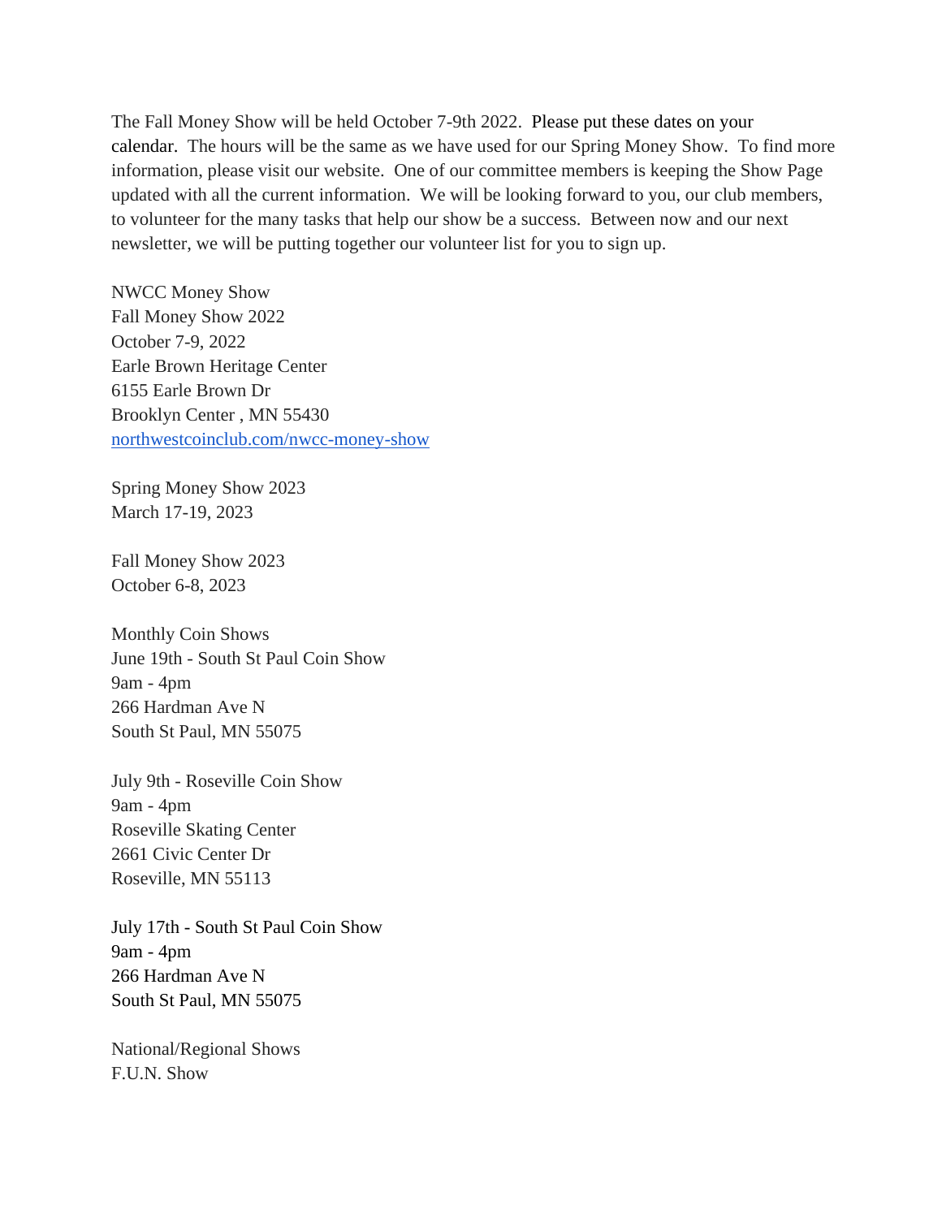The Fall Money Show will be held October 7-9th 2022. Please put these dates on your calendar. The hours will be the same as we have used for our Spring Money Show. To find more information, please visit our website. One of our committee members is keeping the Show Page updated with all the current information. We will be looking forward to you, our club members, to volunteer for the many tasks that help our show be a success. Between now and our next newsletter, we will be putting together our volunteer list for you to sign up.

NWCC Money Show  
Fall Money Show 2022  
October 7-9, 2022  
Earle Brown Heritage Center  
6155 Earle Brown Dr  
Brooklyn Center , MN 55430  
[northwestcoinclub.com/nwcc-money-show](northwestcoinclub.com/nwcc-money-show)

Spring Money Show 2023  
March 17-19, 2023

Fall Money Show 2023  
October 6-8, 2023

Monthly Coin Shows  
June 19th - South St Paul Coin Show  
9am - 4pm  
266 Hardman Ave N  
South St Paul, MN 55075

July 9th - Roseville Coin Show  
9am - 4pm  
Roseville Skating Center  
2661 Civic Center Dr  
Roseville, MN 55113

July 17th - South St Paul Coin Show  
9am - 4pm  
266 Hardman Ave N  
South St Paul, MN 55075

National/Regional Shows  
F.U.N. Show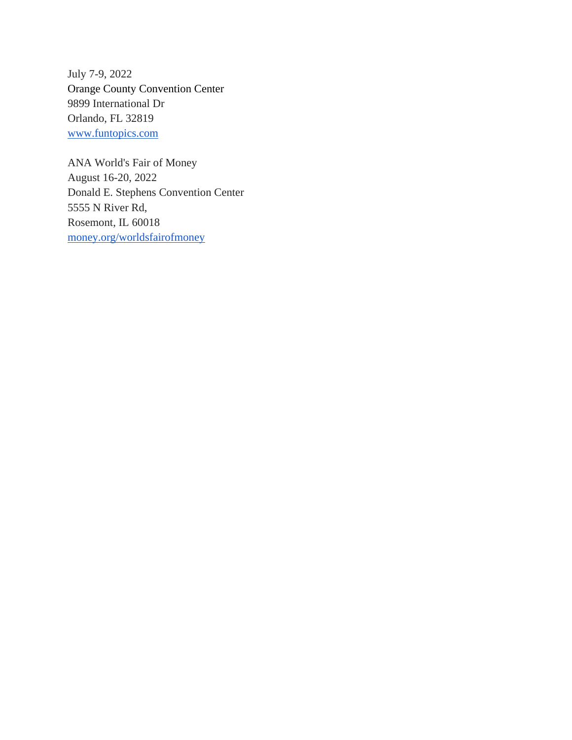July 7-9, 2022
Orange County Convention Center
9899 International Dr
Orlando, FL 32819
[www.funtopics.com](http://www.funtopics.com)

ANA World's Fair of Money
August 16-20, 2022
Donald E. Stephens Convention Center
5555 N River Rd,
Rosemont, IL 60018
[money.org/worldsfairofmoney](https://money.org/worldsfairofmoney)